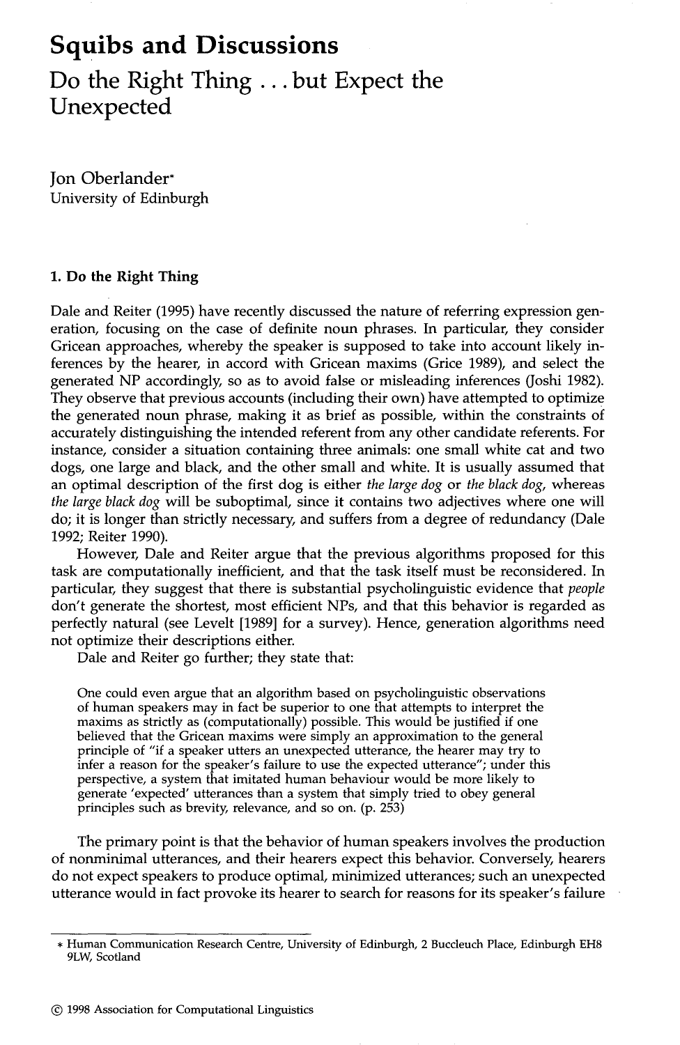# Squibs and Discussions

# Do the Right Thing ... but Expect the Unexpected

Jon Oberlander*
University of Edinburgh

## 1. Do the Right Thing

Dale and Reiter (1995) have recently discussed the nature of referring expression generation, focusing on the case of definite noun phrases. In particular, they consider Gricean approaches, whereby the speaker is supposed to take into account likely inferences by the hearer, in accord with Gricean maxims (Grice 1989), and select the generated NP accordingly, so as to avoid false or misleading inferences (Joshi 1982). They observe that previous accounts (including their own) have attempted to optimize the generated noun phrase, making it as brief as possible, within the constraints of accurately distinguishing the intended referent from any other candidate referents. For instance, consider a situation containing three animals: one small white cat and two dogs, one large and black, and the other small and white. It is usually assumed that an optimal description of the first dog is either *the large dog* or *the black dog*, whereas *the large black dog* will be suboptimal, since it contains two adjectives where one will do; it is longer than strictly necessary, and suffers from a degree of redundancy (Dale 1992; Reiter 1990).

However, Dale and Reiter argue that the previous algorithms proposed for this task are computationally inefficient, and that the task itself must be reconsidered. In particular, they suggest that there is substantial psycholinguistic evidence that *people* don't generate the shortest, most efficient NPs, and that this behavior is regarded as perfectly natural (see Levelt [1989] for a survey). Hence, generation algorithms need not optimize their descriptions either.

Dale and Reiter go further; they state that:

> One could even argue that an algorithm based on psycholinguistic observations of human speakers may in fact be superior to one that attempts to interpret the maxims as strictly as (computationally) possible. This would be justified if one believed that the Gricean maxims were simply an approximation to the general principle of "if a speaker utters an unexpected utterance, the hearer may try to infer a reason for the speaker's failure to use the expected utterance"; under this perspective, a system that imitated human behaviour would be more likely to generate 'expected' utterances than a system that simply tried to obey general principles such as brevity, relevance, and so on. (p. 253)

The primary point is that the behavior of human speakers involves the production of nonminimal utterances, and their hearers expect this behavior. Conversely, hearers do not expect speakers to produce optimal, minimized utterances; such an unexpected utterance would in fact provoke its hearer to search for reasons for its speaker's failure

---

* Human Communication Research Centre, University of Edinburgh, 2 Buccleuch Place, Edinburgh EH8 9LW, Scotland

© 1998 Association for Computational Linguistics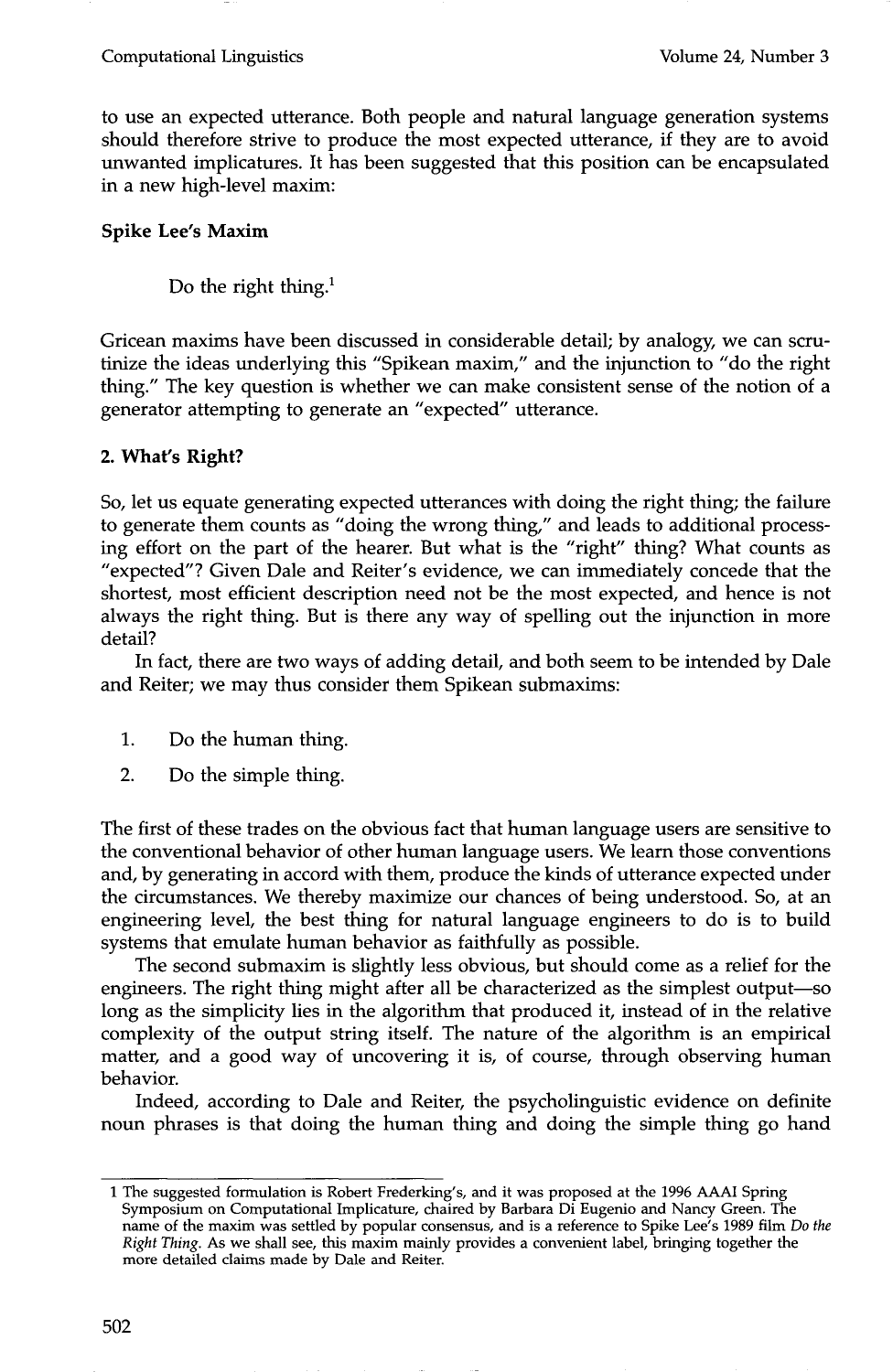to use an expected utterance. Both people and natural language generation systems should therefore strive to produce the most expected utterance, if they are to avoid unwanted implicatures. It has been suggested that this position can be encapsulated in a new high-level maxim:

**Spike Lee's Maxim**

Do the right thing.[1]

Gricean maxims have been discussed in considerable detail; by analogy, we can scrutinize the ideas underlying this "Spikean maxim," and the injunction to "do the right thing." The key question is whether we can make consistent sense of the notion of a generator attempting to generate an "expected" utterance.

## 2. What's Right?

So, let us equate generating expected utterances with doing the right thing; the failure to generate them counts as "doing the wrong thing," and leads to additional processing effort on the part of the hearer. But what is the "right" thing? What counts as "expected"? Given Dale and Reiter's evidence, we can immediately concede that the shortest, most efficient description need not be the most expected, and hence is not always the right thing. But is there any way of spelling out the injunction in more detail?

In fact, there are two ways of adding detail, and both seem to be intended by Dale and Reiter; we may thus consider them Spikean submaxims:

1. Do the human thing.
2. Do the simple thing.

The first of these trades on the obvious fact that human language users are sensitive to the conventional behavior of other human language users. We learn those conventions and, by generating in accord with them, produce the kinds of utterance expected under the circumstances. We thereby maximize our chances of being understood. So, at an engineering level, the best thing for natural language engineers to do is to build systems that emulate human behavior as faithfully as possible.

The second submaxim is slightly less obvious, but should come as a relief for the engineers. The right thing might after all be characterized as the simplest output—so long as the simplicity lies in the algorithm that produced it, instead of in the relative complexity of the output string itself. The nature of the algorithm is an empirical matter, and a good way of uncovering it is, of course, through observing human behavior.

Indeed, according to Dale and Reiter, the psycholinguistic evidence on definite noun phrases is that doing the human thing and doing the simple thing go hand

[1] The suggested formulation is Robert Frederking's, and it was proposed at the 1996 AAAI Spring Symposium on Computational Implicature, chaired by Barbara Di Eugenio and Nancy Green. The name of the maxim was settled by popular consensus, and is a reference to Spike Lee's 1989 film *Do the Right Thing*. As we shall see, this maxim mainly provides a convenient label, bringing together the more detailed claims made by Dale and Reiter.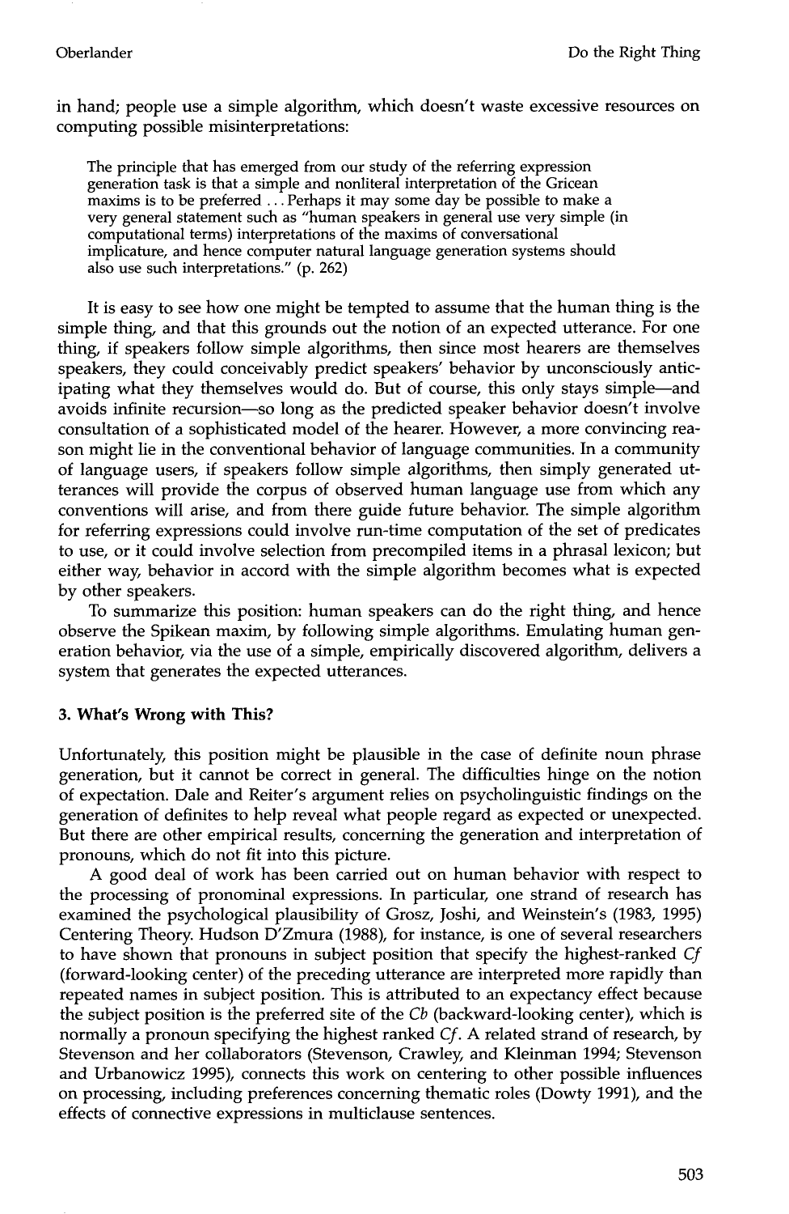in hand; people use a simple algorithm, which doesn't waste excessive resources on computing possible misinterpretations:

> The principle that has emerged from our study of the referring expression generation task is that a simple and nonliteral interpretation of the Gricean maxims is to be preferred ... Perhaps it may some day be possible to make a very general statement such as "human speakers in general use very simple (in computational terms) interpretations of the maxims of conversational implicature, and hence computer natural language generation systems should also use such interpretations." (p. 262)

It is easy to see how one might be tempted to assume that the human thing is the simple thing, and that this grounds out the notion of an expected utterance. For one thing, if speakers follow simple algorithms, then since most hearers are themselves speakers, they could conceivably predict speakers' behavior by unconsciously anticipating what they themselves would do. But of course, this only stays simple—and avoids infinite recursion—so long as the predicted speaker behavior doesn't involve consultation of a sophisticated model of the hearer. However, a more convincing reason might lie in the conventional behavior of language communities. In a community of language users, if speakers follow simple algorithms, then simply generated utterances will provide the corpus of observed human language use from which any conventions will arise, and from there guide future behavior. The simple algorithm for referring expressions could involve run-time computation of the set of predicates to use, or it could involve selection from precompiled items in a phrasal lexicon; but either way, behavior in accord with the simple algorithm becomes what is expected by other speakers.

To summarize this position: human speakers can do the right thing, and hence observe the Spikean maxim, by following simple algorithms. Emulating human generation behavior, via the use of a simple, empirically discovered algorithm, delivers a system that generates the expected utterances.

## 3. What's Wrong with This?

Unfortunately, this position might be plausible in the case of definite noun phrase generation, but it cannot be correct in general. The difficulties hinge on the notion of expectation. Dale and Reiter's argument relies on psycholinguistic findings on the generation of definites to help reveal what people regard as expected or unexpected. But there are other empirical results, concerning the generation and interpretation of pronouns, which do not fit into this picture.

A good deal of work has been carried out on human behavior with respect to the processing of pronominal expressions. In particular, one strand of research has examined the psychological plausibility of Grosz, Joshi, and Weinstein's (1983, 1995) Centering Theory. Hudson D'Zmura (1988), for instance, is one of several researchers to have shown that pronouns in subject position that specify the highest-ranked *Cf* (forward-looking center) of the preceding utterance are interpreted more rapidly than repeated names in subject position. This is attributed to an expectancy effect because the subject position is the preferred site of the *Cb* (backward-looking center), which is normally a pronoun specifying the highest ranked *Cf*. A related strand of research, by Stevenson and her collaborators (Stevenson, Crawley, and Kleinman 1994; Stevenson and Urbanowicz 1995), connects this work on centering to other possible influences on processing, including preferences concerning thematic roles (Dowty 1991), and the effects of connective expressions in multiclause sentences.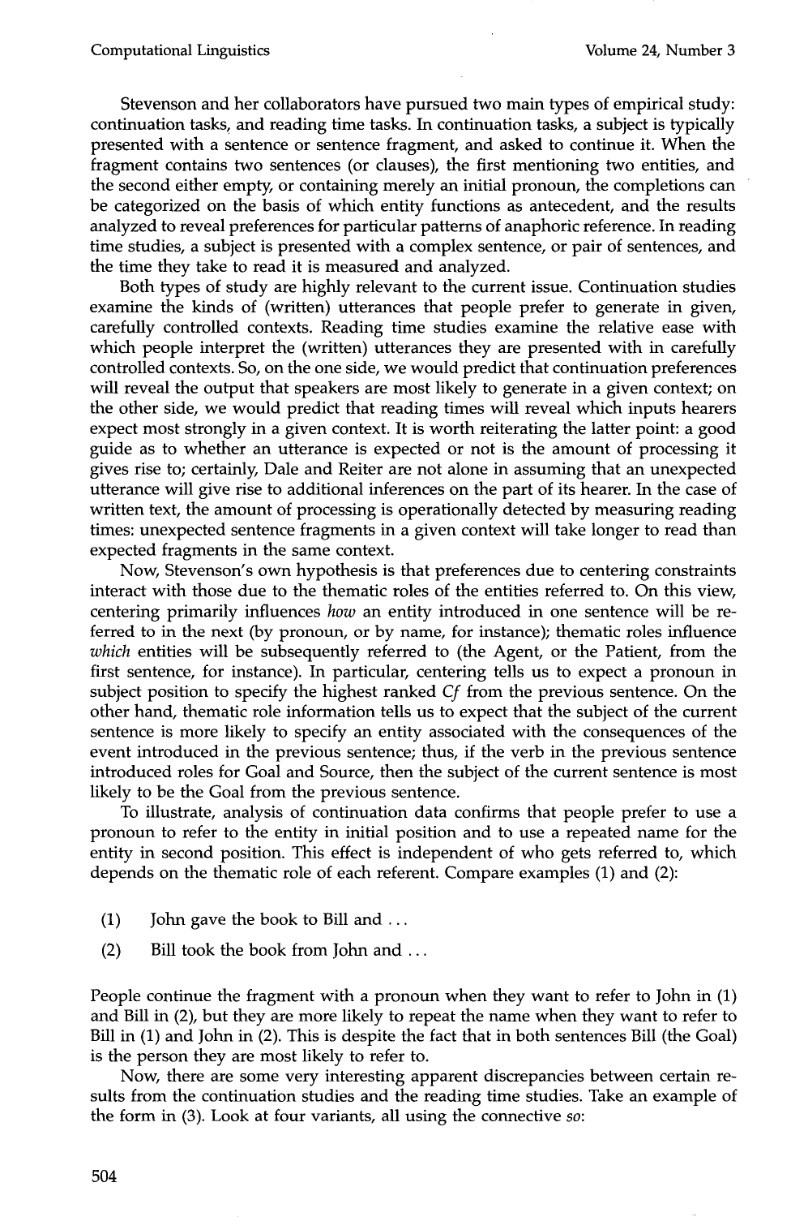Stevenson and her collaborators have pursued two main types of empirical study: continuation tasks, and reading time tasks. In continuation tasks, a subject is typically presented with a sentence or sentence fragment, and asked to continue it. When the fragment contains two sentences (or clauses), the first mentioning two entities, and the second either empty, or containing merely an initial pronoun, the completions can be categorized on the basis of which entity functions as antecedent, and the results analyzed to reveal preferences for particular patterns of anaphoric reference. In reading time studies, a subject is presented with a complex sentence, or pair of sentences, and the time they take to read it is measured and analyzed.

Both types of study are highly relevant to the current issue. Continuation studies examine the kinds of (written) utterances that people prefer to generate in given, carefully controlled contexts. Reading time studies examine the relative ease with which people interpret the (written) utterances they are presented with in carefully controlled contexts. So, on the one side, we would predict that continuation preferences will reveal the output that speakers are most likely to generate in a given context; on the other side, we would predict that reading times will reveal which inputs hearers expect most strongly in a given context. It is worth reiterating the latter point: a good guide as to whether an utterance is expected or not is the amount of processing it gives rise to; certainly, Dale and Reiter are not alone in assuming that an unexpected utterance will give rise to additional inferences on the part of its hearer. In the case of written text, the amount of processing is operationally detected by measuring reading times: unexpected sentence fragments in a given context will take longer to read than expected fragments in the same context.

Now, Stevenson's own hypothesis is that preferences due to centering constraints interact with those due to the thematic roles of the entities referred to. On this view, centering primarily influences *how* an entity introduced in one sentence will be referred to in the next (by pronoun, or by name, for instance); thematic roles influence *which* entities will be subsequently referred to (the Agent, or the Patient, from the first sentence, for instance). In particular, centering tells us to expect a pronoun in subject position to specify the highest ranked *Cf* from the previous sentence. On the other hand, thematic role information tells us to expect that the subject of the current sentence is more likely to specify an entity associated with the consequences of the event introduced in the previous sentence; thus, if the verb in the previous sentence introduced roles for Goal and Source, then the subject of the current sentence is most likely to be the Goal from the previous sentence.

To illustrate, analysis of continuation data confirms that people prefer to use a pronoun to refer to the entity in initial position and to use a repeated name for the entity in second position. This effect is independent of who gets referred to, which depends on the thematic role of each referent. Compare examples (1) and (2):

(1) John gave the book to Bill and ...

(2) Bill took the book from John and ...

People continue the fragment with a pronoun when they want to refer to John in (1) and Bill in (2), but they are more likely to repeat the name when they want to refer to Bill in (1) and John in (2). This is despite the fact that in both sentences Bill (the Goal) is the person they are most likely to refer to.

Now, there are some very interesting apparent discrepancies between certain results from the continuation studies and the reading time studies. Take an example of the form in (3). Look at four variants, all using the connective *so*: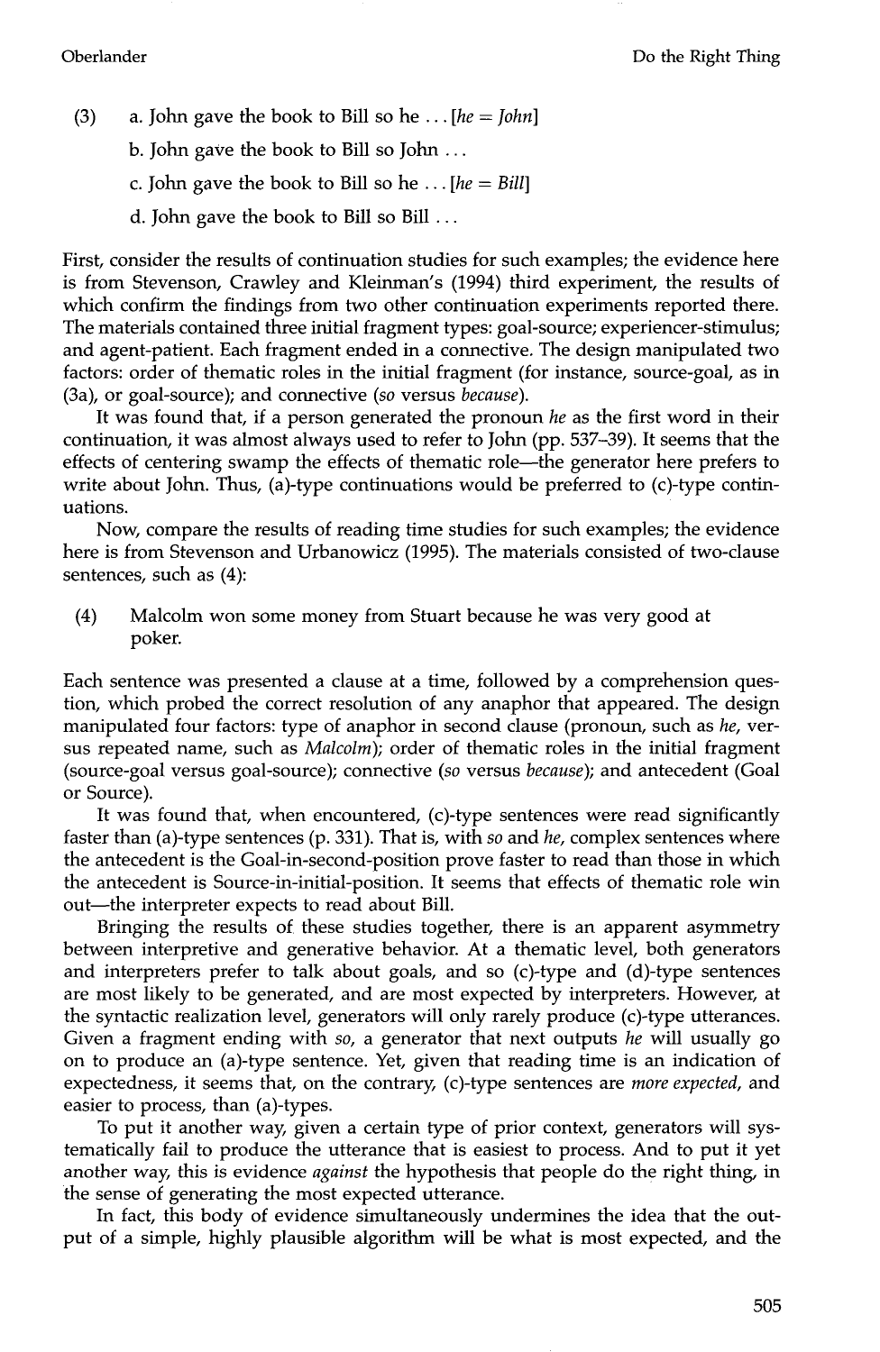(3) a. John gave the book to Bill so he ... [*he* = *John*]

b. John gave the book to Bill so John ...

c. John gave the book to Bill so he ... [*he* = *Bill*]

d. John gave the book to Bill so Bill ...

First, consider the results of continuation studies for such examples; the evidence here is from Stevenson, Crawley and Kleinman's (1994) third experiment, the results of which confirm the findings from two other continuation experiments reported there. The materials contained three initial fragment types: goal-source; experiencer-stimulus; and agent-patient. Each fragment ended in a connective. The design manipulated two factors: order of thematic roles in the initial fragment (for instance, source-goal, as in (3a), or goal-source); and connective (*so* versus *because*).

It was found that, if a person generated the pronoun *he* as the first word in their continuation, it was almost always used to refer to John (pp. 537–39). It seems that the effects of centering swamp the effects of thematic role—the generator here prefers to write about John. Thus, (a)-type continuations would be preferred to (c)-type continuations.

Now, compare the results of reading time studies for such examples; the evidence here is from Stevenson and Urbanowicz (1995). The materials consisted of two-clause sentences, such as (4):

(4) Malcolm won some money from Stuart because he was very good at poker.

Each sentence was presented a clause at a time, followed by a comprehension question, which probed the correct resolution of any anaphor that appeared. The design manipulated four factors: type of anaphor in second clause (pronoun, such as *he*, versus repeated name, such as *Malcolm*); order of thematic roles in the initial fragment (source-goal versus goal-source); connective (*so* versus *because*); and antecedent (Goal or Source).

It was found that, when encountered, (c)-type sentences were read significantly faster than (a)-type sentences (p. 331). That is, with *so* and *he*, complex sentences where the antecedent is the Goal-in-second-position prove faster to read than those in which the antecedent is Source-in-initial-position. It seems that effects of thematic role win out—the interpreter expects to read about Bill.

Bringing the results of these studies together, there is an apparent asymmetry between interpretive and generative behavior. At a thematic level, both generators and interpreters prefer to talk about goals, and so (c)-type and (d)-type sentences are most likely to be generated, and are most expected by interpreters. However, at the syntactic realization level, generators will only rarely produce (c)-type utterances. Given a fragment ending with *so*, a generator that next outputs *he* will usually go on to produce an (a)-type sentence. Yet, given that reading time is an indication of expectedness, it seems that, on the contrary, (c)-type sentences are *more expected*, and easier to process, than (a)-types.

To put it another way, given a certain type of prior context, generators will systematically fail to produce the utterance that is easiest to process. And to put it yet another way, this is evidence *against* the hypothesis that people do the right thing, in the sense of generating the most expected utterance.

In fact, this body of evidence simultaneously undermines the idea that the output of a simple, highly plausible algorithm will be what is most expected, and the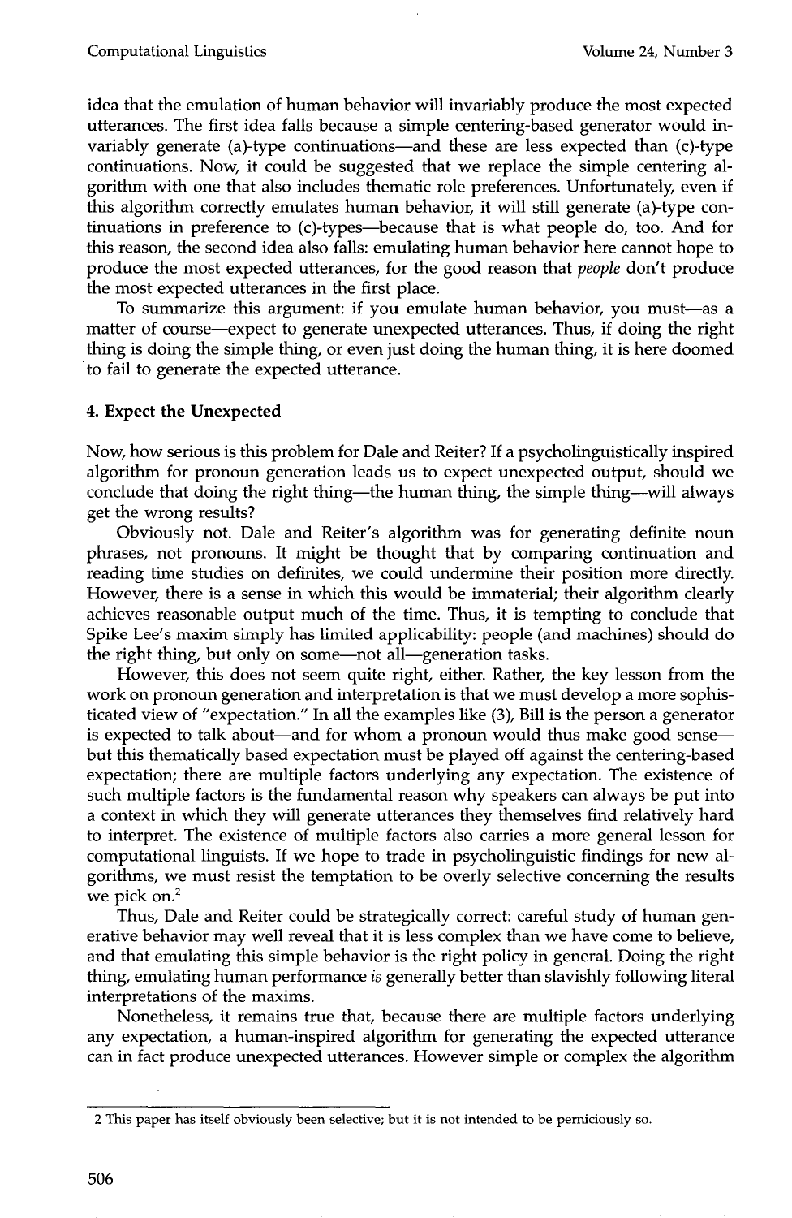idea that the emulation of human behavior will invariably produce the most expected utterances. The first idea falls because a simple centering-based generator would invariably generate (a)-type continuations—and these are less expected than (c)-type continuations. Now, it could be suggested that we replace the simple centering algorithm with one that also includes thematic role preferences. Unfortunately, even if this algorithm correctly emulates human behavior, it will still generate (a)-type continuations in preference to (c)-types—because that is what people do, too. And for this reason, the second idea also falls: emulating human behavior here cannot hope to produce the most expected utterances, for the good reason that *people* don't produce the most expected utterances in the first place.

To summarize this argument: if you emulate human behavior, you must—as a matter of course—expect to generate unexpected utterances. Thus, if doing the right thing is doing the simple thing, or even just doing the human thing, it is here doomed to fail to generate the expected utterance.

## 4. Expect the Unexpected

Now, how serious is this problem for Dale and Reiter? If a psycholinguistically inspired algorithm for pronoun generation leads us to expect unexpected output, should we conclude that doing the right thing—the human thing, the simple thing—will always get the wrong results?

Obviously not. Dale and Reiter's algorithm was for generating definite noun phrases, not pronouns. It might be thought that by comparing continuation and reading time studies on definites, we could undermine their position more directly. However, there is a sense in which this would be immaterial; their algorithm clearly achieves reasonable output much of the time. Thus, it is tempting to conclude that Spike Lee's maxim simply has limited applicability: people (and machines) should do the right thing, but only on some—not all—generation tasks.

However, this does not seem quite right, either. Rather, the key lesson from the work on pronoun generation and interpretation is that we must develop a more sophisticated view of "expectation." In all the examples like (3), Bill is the person a generator is expected to talk about—and for whom a pronoun would thus make good sense—but this thematically based expectation must be played off against the centering-based expectation; there are multiple factors underlying any expectation. The existence of such multiple factors is the fundamental reason why speakers can always be put into a context in which they will generate utterances they themselves find relatively hard to interpret. The existence of multiple factors also carries a more general lesson for computational linguists. If we hope to trade in psycholinguistic findings for new algorithms, we must resist the temptation to be overly selective concerning the results we pick on.[2]

Thus, Dale and Reiter could be strategically correct: careful study of human generative behavior may well reveal that it is less complex than we have come to believe, and that emulating this simple behavior is the right policy in general. Doing the right thing, emulating human performance *is* generally better than slavishly following literal interpretations of the maxims.

Nonetheless, it remains true that, because there are multiple factors underlying any expectation, a human-inspired algorithm for generating the expected utterance can in fact produce unexpected utterances. However simple or complex the algorithm

---

2 This paper has itself obviously been selective; but it is not intended to be perniciously so.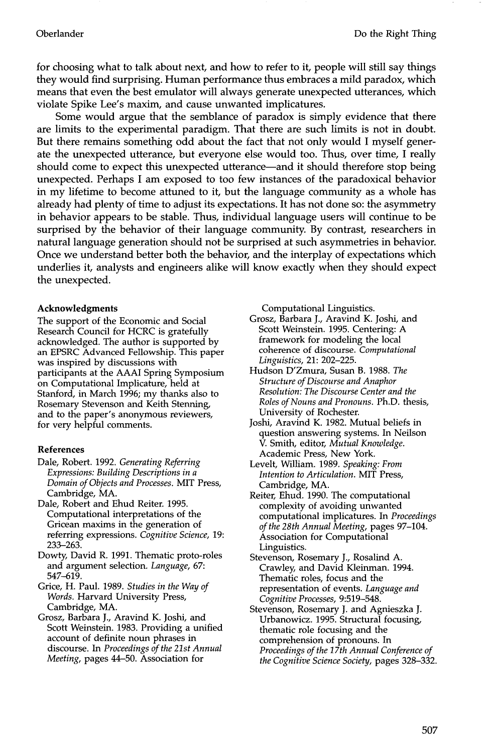for choosing what to talk about next, and how to refer to it, people will still say things they would find surprising. Human performance thus embraces a mild paradox, which means that even the best emulator will always generate unexpected utterances, which violate Spike Lee's maxim, and cause unwanted implicatures.

Some would argue that the semblance of paradox is simply evidence that there are limits to the experimental paradigm. That there are such limits is not in doubt. But there remains something odd about the fact that not only would I myself generate the unexpected utterance, but everyone else would too. Thus, over time, I really should come to expect this unexpected utterance—and it should therefore stop being unexpected. Perhaps I am exposed to too few instances of the paradoxical behavior in my lifetime to become attuned to it, but the language community as a whole has already had plenty of time to adjust its expectations. It has not done so: the asymmetry in behavior appears to be stable. Thus, individual language users will continue to be surprised by the behavior of their language community. By contrast, researchers in natural language generation should not be surprised at such asymmetries in behavior. Once we understand better both the behavior, and the interplay of expectations which underlies it, analysts and engineers alike will know exactly when they should expect the unexpected.

#### Acknowledgments

The support of the Economic and Social Research Council for HCRC is gratefully acknowledged. The author is supported by an EPSRC Advanced Fellowship. This paper was inspired by discussions with participants at the AAAI Spring Symposium on Computational Implicature, held at Stanford, in March 1996; my thanks also to Rosemary Stevenson and Keith Stenning, and to the paper's anonymous reviewers, for very helpful comments.

#### References

Dale, Robert. 1992. *Generating Referring Expressions: Building Descriptions in a Domain of Objects and Processes.* MIT Press, Cambridge, MA.

Dale, Robert and Ehud Reiter. 1995. Computational interpretations of the Gricean maxims in the generation of referring expressions. *Cognitive Science*, 19: 233–263.

Dowty, David R. 1991. Thematic proto-roles and argument selection. *Language*, 67: 547–619.

Grice, H. Paul. 1989. *Studies in the Way of Words.* Harvard University Press, Cambridge, MA.

Grosz, Barbara J., Aravind K. Joshi, and Scott Weinstein. 1983. Providing a unified account of definite noun phrases in discourse. In *Proceedings of the 21st Annual Meeting*, pages 44–50. Association for Computational Linguistics.

Grosz, Barbara J., Aravind K. Joshi, and Scott Weinstein. 1995. Centering: A framework for modeling the local coherence of discourse. *Computational Linguistics*, 21: 202–225.

Hudson D'Zmura, Susan B. 1988. *The Structure of Discourse and Anaphor Resolution: The Discourse Center and the Roles of Nouns and Pronouns.* Ph.D. thesis, University of Rochester.

Joshi, Aravind K. 1982. Mutual beliefs in question answering systems. In Neilson V. Smith, editor, *Mutual Knowledge.* Academic Press, New York.

Levelt, William. 1989. *Speaking: From Intention to Articulation.* MIT Press, Cambridge, MA.

Reiter, Ehud. 1990. The computational complexity of avoiding unwanted computational implicatures. In *Proceedings of the 28th Annual Meeting*, pages 97–104. Association for Computational Linguistics.

Stevenson, Rosemary J., Rosalind A. Crawley, and David Kleinman. 1994. Thematic roles, focus and the representation of events. *Language and Cognitive Processes*, 9:519–548.

Stevenson, Rosemary J. and Agnieszka J. Urbanowicz. 1995. Structural focusing, thematic role focusing and the comprehension of pronouns. In *Proceedings of the 17th Annual Conference of the Cognitive Science Society*, pages 328–332.